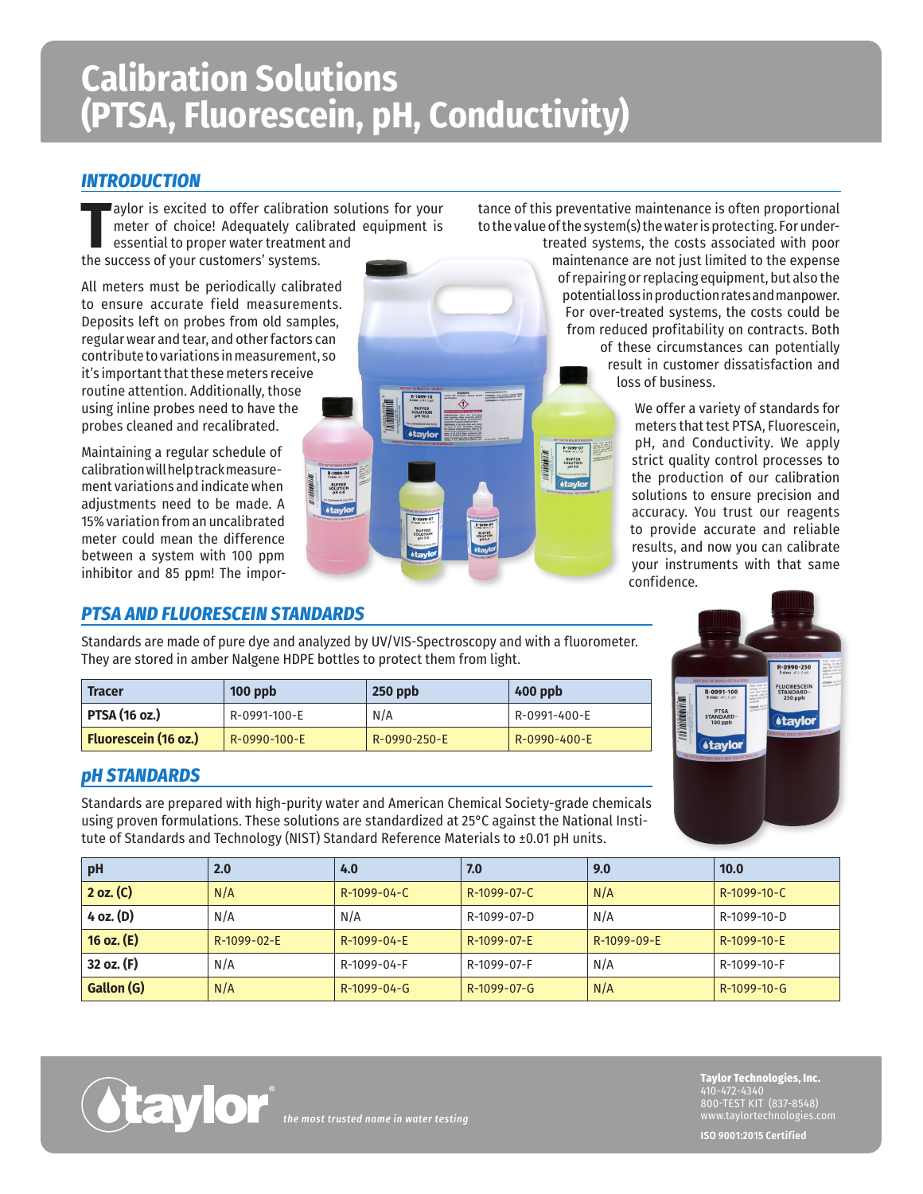# Calibration Solutions (PTSA, Fluorescein, pH, Conductivity)

## INTRODUCTION

Taylor is excited to offer calibration solutions for your meter of choice! Adequately calibrated equipment is essential to proper water treatment and the success of your customers' systems.

All meters must be periodically calibrated to ensure accurate field measurements. Deposits left on probes from old samples, regular wear and tear, and other factors can contribute to variations in measurement, so it's important that these meters receive routine attention. Additionally, those using inline probes need to have the probes cleaned and recalibrated.

Maintaining a regular schedule of calibration will help track measurement variations and indicate when adjustments need to be made. A 15% variation from an uncalibrated meter could mean the difference between a system with 100 ppm inhibitor and 85 ppm! The importance of this preventative maintenance is often proportional to the value of the system(s) the water is protecting. For under-treated systems, the costs associated with poor maintenance are not just limited to the expense of repairing or replacing equipment, but also the potential loss in production rates and manpower. For over-treated systems, the costs could be from reduced profitability on contracts. Both of these circumstances can potentially result in customer dissatisfaction and loss of business.

We offer a variety of standards for meters that test PTSA, Fluorescein, pH, and Conductivity. We apply strict quality control processes to the production of our calibration solutions to ensure precision and accuracy. You trust our reagents to provide accurate and reliable results, and now you can calibrate your instruments with that same confidence.

## PTSA AND FLUORESCEIN STANDARDS

Standards are made of pure dye and analyzed by UV/VIS-Spectroscopy and with a fluorometer. They are stored in amber Nalgene HDPE bottles to protect them from light.

| Tracer | 100 ppb | 250 ppb | 400 ppb |
|---|---|---|---|
| **PTSA (16 oz.)** | R-0991-100-E | N/A | R-0991-400-E |
| **Fluorescein (16 oz.)** | R-0990-100-E | R-0990-250-E | R-0990-400-E |

## pH STANDARDS

Standards are prepared with high-purity water and American Chemical Society-grade chemicals using proven formulations. These solutions are standardized at 25°C against the National Institute of Standards and Technology (NIST) Standard Reference Materials to ±0.01 pH units.

| pH | 2.0 | 4.0 | 7.0 | 9.0 | 10.0 |
|---|---|---|---|---|---|
| **2 oz. (C)** | N/A | R-1099-04-C | R-1099-07-C | N/A | R-1099-10-C |
| **4 oz. (D)** | N/A | N/A | R-1099-07-D | N/A | R-1099-10-D |
| **16 oz. (E)** | R-1099-02-E | R-1099-04-E | R-1099-07-E | R-1099-09-E | R-1099-10-E |
| **32 oz. (F)** | N/A | R-1099-04-F | R-1099-07-F | N/A | R-1099-10-F |
| **Gallon (G)** | N/A | R-1099-04-G | R-1099-07-G | N/A | R-1099-10-G |

taylor® *the most trusted name in water testing*

**Taylor Technologies, Inc.**
410-472-4340
800-TEST KIT (837-8548)
www.taylortechnologies.com

**ISO 9001:2015 Certified**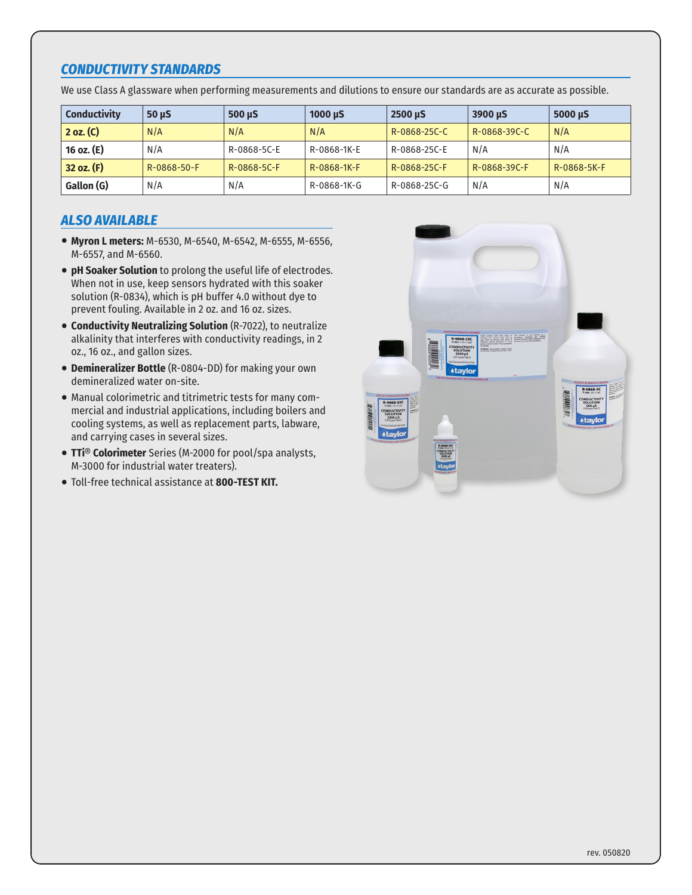## *CONDUCTIVITY STANDARDS*

We use Class A glassware when performing measurements and dilutions to ensure our standards are as accurate as possible.

| Conductivity | 50 µS | 500 µS | 1000 µS | 2500 µS | 3900 µS | 5000 µS |
|---|---|---|---|---|---|---|
| **2 oz. (C)** | N/A | N/A | N/A | R-0868-25C-C | R-0868-39C-C | N/A |
| **16 oz. (E)** | N/A | R-0868-5C-E | R-0868-1K-E | R-0868-25C-E | N/A | N/A |
| **32 oz. (F)** | R-0868-50-F | R-0868-5C-F | R-0868-1K-F | R-0868-25C-F | R-0868-39C-F | R-0868-5K-F |
| **Gallon (G)** | N/A | N/A | R-0868-1K-G | R-0868-25C-G | N/A | N/A |

## *ALSO AVAILABLE*

- **Myron L meters:** M-6530, M-6540, M-6542, M-6555, M-6556, M-6557, and M-6560.
- **pH Soaker Solution** to prolong the useful life of electrodes. When not in use, keep sensors hydrated with this soaker solution (R-0834), which is pH buffer 4.0 without dye to prevent fouling. Available in 2 oz. and 16 oz. sizes.
- **Conductivity Neutralizing Solution** (R-7022), to neutralize alkalinity that interferes with conductivity readings, in 2 oz., 16 oz., and gallon sizes.
- **Demineralizer Bottle** (R-0804-DD) for making your own demineralized water on-site.
- Manual colorimetric and titrimetric tests for many commercial and industrial applications, including boilers and cooling systems, as well as replacement parts, labware, and carrying cases in several sizes.
- **TTi® Colorimeter** Series (M-2000 for pool/spa analysts, M-3000 for industrial water treaters).
- Toll-free technical assistance at **800-TEST KIT.**

rev. 050820